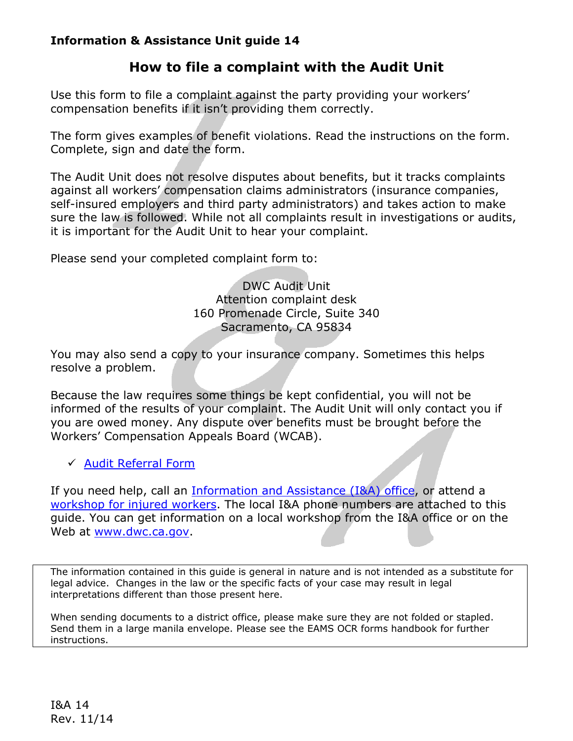**Information & Assistance Unit guide 14**

# How to file a complaint with the Audit Unit

Use this form to file a complaint against the party providing your workers' compensation benefits if it isn't providing them correctly.

The form gives examples of benefit violations. Read the instructions on the form. Complete, sign and date the form.

The Audit Unit does not resolve disputes about benefits, but it tracks complaints against all workers' compensation claims administrators (insurance companies, self-insured employers and third party administrators) and takes action to make sure the law is followed. While not all complaints result in investigations or audits, it is important for the Audit Unit to hear your complaint.

Please send your completed complaint form to:

DWC Audit Unit
Attention complaint desk
160 Promenade Circle, Suite 340
Sacramento, CA 95834

You may also send a copy to your insurance company. Sometimes this helps resolve a problem.

Because the law requires some things be kept confidential, you will not be informed of the results of your complaint. The Audit Unit will only contact you if you are owed money. Any dispute over benefits must be brought before the Workers' Compensation Appeals Board (WCAB).

- ✓ Audit Referral Form

If you need help, call an Information and Assistance (I&A) office, or attend a workshop for injured workers. The local I&A phone numbers are attached to this guide. You can get information on a local workshop from the I&A office or on the Web at www.dwc.ca.gov.

> The information contained in this guide is general in nature and is not intended as a substitute for legal advice. Changes in the law or the specific facts of your case may result in legal interpretations different than those present here.
>
> When sending documents to a district office, please make sure they are not folded or stapled. Send them in a large manila envelope. Please see the EAMS OCR forms handbook for further instructions.

I&A 14
Rev. 11/14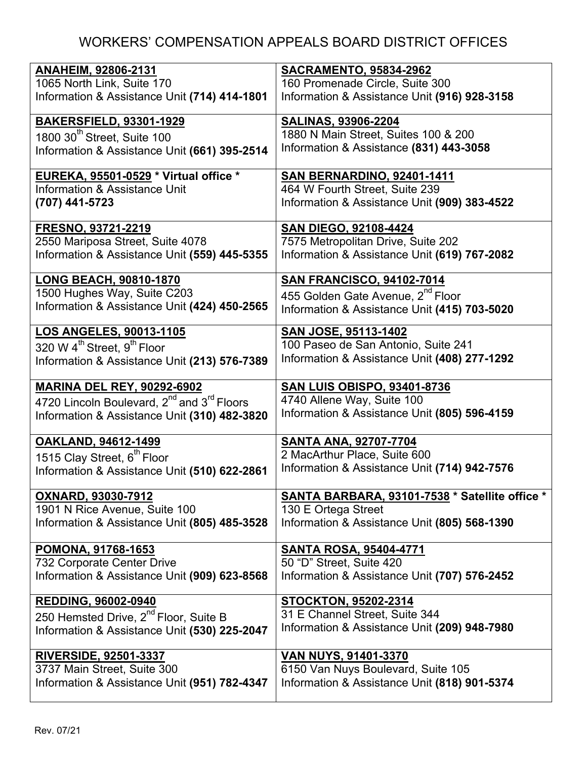# WORKERS' COMPENSATION APPEALS BOARD DISTRICT OFFICES

| | |
|---|---|
| **ANAHEIM, 92806-2131**<br>1065 North Link, Suite 170<br>Information & Assistance Unit **(714) 414-1801** | **SACRAMENTO, 95834-2962**<br>160 Promenade Circle, Suite 300<br>Information & Assistance Unit **(916) 928-3158** |
| **BAKERSFIELD, 93301-1929**<br>1800 30th Street, Suite 100<br>Information & Assistance Unit **(661) 395-2514** | **SALINAS, 93906-2204**<br>1880 N Main Street, Suites 100 & 200<br>Information & Assistance **(831) 443-3058** |
| **EUREKA, 95501-0529 * Virtual office ***<br>Information & Assistance Unit<br>**(707) 441-5723** | **SAN BERNARDINO, 92401-1411**<br>464 W Fourth Street, Suite 239<br>Information & Assistance Unit **(909) 383-4522** |
| **FRESNO, 93721-2219**<br>2550 Mariposa Street, Suite 4078<br>Information & Assistance Unit **(559) 445-5355** | **SAN DIEGO, 92108-4424**<br>7575 Metropolitan Drive, Suite 202<br>Information & Assistance Unit **(619) 767-2082** |
| **LONG BEACH, 90810-1870**<br>1500 Hughes Way, Suite C203<br>Information & Assistance Unit **(424) 450-2565** | **SAN FRANCISCO, 94102-7014**<br>455 Golden Gate Avenue, 2nd Floor<br>Information & Assistance Unit **(415) 703-5020** |
| **LOS ANGELES, 90013-1105**<br>320 W 4th Street, 9th Floor<br>Information & Assistance Unit **(213) 576-7389** | **SAN JOSE, 95113-1402**<br>100 Paseo de San Antonio, Suite 241<br>Information & Assistance Unit **(408) 277-1292** |
| **MARINA DEL REY, 90292-6902**<br>4720 Lincoln Boulevard, 2nd and 3rd Floors<br>Information & Assistance Unit **(310) 482-3820** | **SAN LUIS OBISPO, 93401-8736**<br>4740 Allene Way, Suite 100<br>Information & Assistance Unit **(805) 596-4159** |
| **OAKLAND, 94612-1499**<br>1515 Clay Street, 6th Floor<br>Information & Assistance Unit **(510) 622-2861** | **SANTA ANA, 92707-7704**<br>2 MacArthur Place, Suite 600<br>Information & Assistance Unit **(714) 942-7576** |
| **OXNARD, 93030-7912**<br>1901 N Rice Avenue, Suite 100<br>Information & Assistance Unit **(805) 485-3528** | **SANTA BARBARA, 93101-7538 * Satellite office ***<br>130 E Ortega Street<br>Information & Assistance Unit **(805) 568-1390** |
| **POMONA, 91768-1653**<br>732 Corporate Center Drive<br>Information & Assistance Unit **(909) 623-8568** | **SANTA ROSA, 95404-4771**<br>50 "D" Street, Suite 420<br>Information & Assistance Unit **(707) 576-2452** |
| **REDDING, 96002-0940**<br>250 Hemsted Drive, 2nd Floor, Suite B<br>Information & Assistance Unit **(530) 225-2047** | **STOCKTON, 95202-2314**<br>31 E Channel Street, Suite 344<br>Information & Assistance Unit **(209) 948-7980** |
| **RIVERSIDE, 92501-3337**<br>3737 Main Street, Suite 300<br>Information & Assistance Unit **(951) 782-4347** | **VAN NUYS, 91401-3370**<br>6150 Van Nuys Boulevard, Suite 105<br>Information & Assistance Unit **(818) 901-5374** |

Rev. 07/21